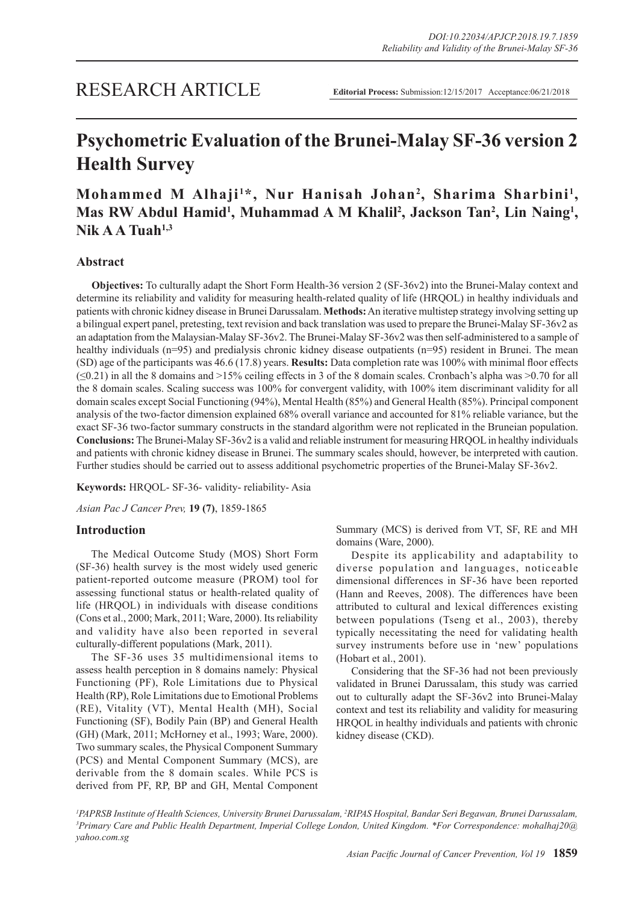RESEARCH ARTICLE

**Editorial Process:** Submission:12/15/2017 Acceptance:06/21/2018

# Psychometric Evaluation of the Brunei-Malay SF-36 version 2 Health Survey

**Mohammed M Alhaji[1]*, Nur Hanisah Johan[2], Sharima Sharbini[1], Mas RW Abdul Hamid[1], Muhammad A M Khalil[2], Jackson Tan[2], Lin Naing[1], Nik A A Tuah[1,3]**

## Abstract

**Objectives:** To culturally adapt the Short Form Health-36 version 2 (SF-36v2) into the Brunei-Malay context and determine its reliability and validity for measuring health-related quality of life (HRQOL) in healthy individuals and patients with chronic kidney disease in Brunei Darussalam. **Methods:** An iterative multistep strategy involving setting up a bilingual expert panel, pretesting, text revision and back translation was used to prepare the Brunei-Malay SF-36v2 as an adaptation from the Malaysian-Malay SF-36v2. The Brunei-Malay SF-36v2 was then self-administered to a sample of healthy individuals (n=95) and predialysis chronic kidney disease outpatients (n=95) resident in Brunei. The mean (SD) age of the participants was 46.6 (17.8) years. **Results:** Data completion rate was 100% with minimal floor effects (≤0.21) in all the 8 domains and >15% ceiling effects in 3 of the 8 domain scales. Cronbach's alpha was >0.70 for all the 8 domain scales. Scaling success was 100% for convergent validity, with 100% item discriminant validity for all domain scales except Social Functioning (94%), Mental Health (85%) and General Health (85%). Principal component analysis of the two-factor dimension explained 68% overall variance and accounted for 81% reliable variance, but the exact SF-36 two-factor summary constructs in the standard algorithm were not replicated in the Bruneian population. **Conclusions:** The Brunei-Malay SF-36v2 is a valid and reliable instrument for measuring HRQOL in healthy individuals and patients with chronic kidney disease in Brunei. The summary scales should, however, be interpreted with caution. Further studies should be carried out to assess additional psychometric properties of the Brunei-Malay SF-36v2.

**Keywords:** HRQOL- SF-36- validity- reliability- Asia

*Asian Pac J Cancer Prev,* **19 (7)**, 1859-1865

## Introduction

The Medical Outcome Study (MOS) Short Form (SF-36) health survey is the most widely used generic patient-reported outcome measure (PROM) tool for assessing functional status or health-related quality of life (HRQOL) in individuals with disease conditions (Cons et al., 2000; Mark, 2011; Ware, 2000). Its reliability and validity have also been reported in several culturally-different populations (Mark, 2011).

The SF-36 uses 35 multidimensional items to assess health perception in 8 domains namely: Physical Functioning (PF), Role Limitations due to Physical Health (RP), Role Limitations due to Emotional Problems (RE), Vitality (VT), Mental Health (MH), Social Functioning (SF), Bodily Pain (BP) and General Health (GH) (Mark, 2011; McHorney et al., 1993; Ware, 2000). Two summary scales, the Physical Component Summary (PCS) and Mental Component Summary (MCS), are derivable from the 8 domain scales. While PCS is derived from PF, RP, BP and GH, Mental Component Summary (MCS) is derived from VT, SF, RE and MH domains (Ware, 2000).

Despite its applicability and adaptability to diverse population and languages, noticeable dimensional differences in SF-36 have been reported (Hann and Reeves, 2008). The differences have been attributed to cultural and lexical differences existing between populations (Tseng et al., 2003), thereby typically necessitating the need for validating health survey instruments before use in 'new' populations (Hobart et al., 2001).

Considering that the SF-36 had not been previously validated in Brunei Darussalam, this study was carried out to culturally adapt the SF-36v2 into Brunei-Malay context and test its reliability and validity for measuring HRQOL in healthy individuals and patients with chronic kidney disease (CKD).

*[1]PAPRSB Institute of Health Sciences, University Brunei Darussalam, [2]RIPAS Hospital, Bandar Seri Begawan, Brunei Darussalam, [3]Primary Care and Public Health Department, Imperial College London, United Kingdom. *For Correspondence: mohalhaj20@yahoo.com.sg*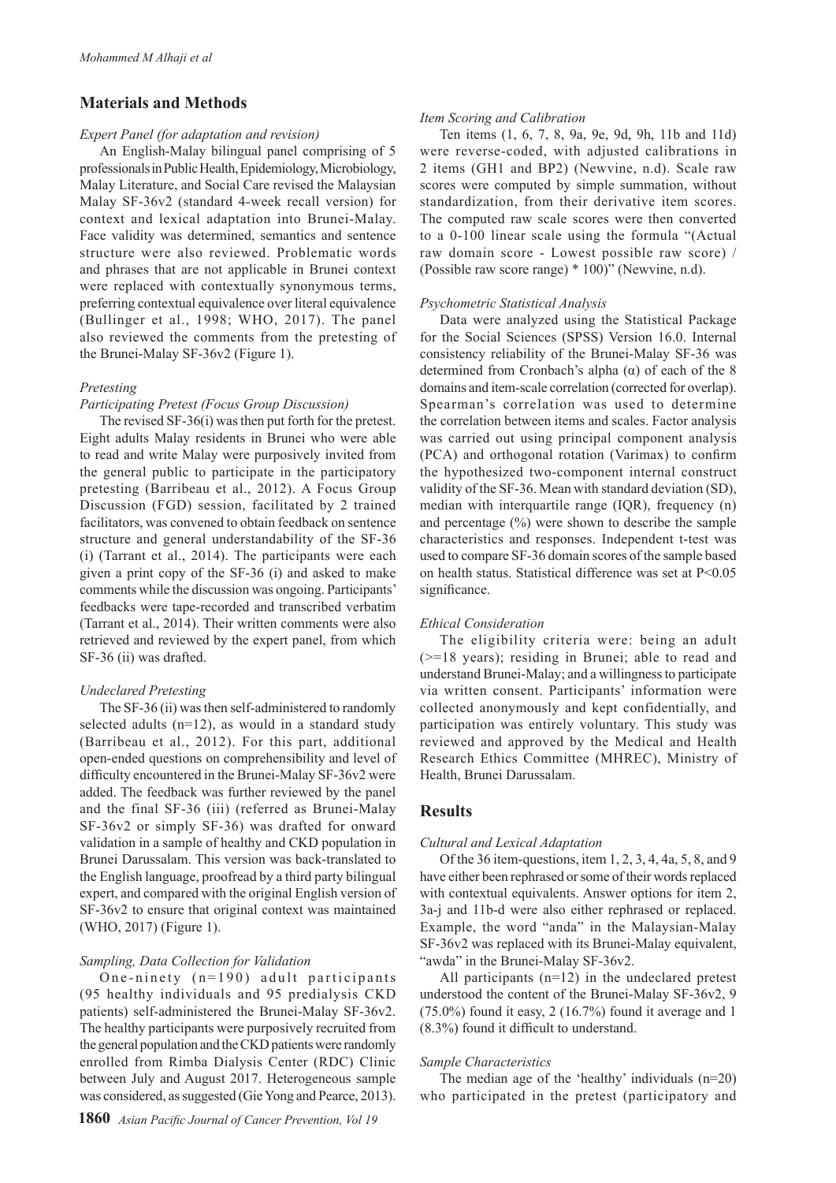## Materials and Methods

### *Expert Panel (for adaptation and revision)*

An English-Malay bilingual panel comprising of 5 professionals in Public Health, Epidemiology, Microbiology, Malay Literature, and Social Care revised the Malaysian Malay SF-36v2 (standard 4-week recall version) for context and lexical adaptation into Brunei-Malay. Face validity was determined, semantics and sentence structure were also reviewed. Problematic words and phrases that are not applicable in Brunei context were replaced with contextually synonymous terms, preferring contextual equivalence over literal equivalence (Bullinger et al., 1998; WHO, 2017). The panel also reviewed the comments from the pretesting of the Brunei-Malay SF-36v2 (Figure 1).

### *Pretesting*

#### *Participating Pretest (Focus Group Discussion)*

The revised SF-36(i) was then put forth for the pretest. Eight adults Malay residents in Brunei who were able to read and write Malay were purposively invited from the general public to participate in the participatory pretesting (Barribeau et al., 2012). A Focus Group Discussion (FGD) session, facilitated by 2 trained facilitators, was convened to obtain feedback on sentence structure and general understandability of the SF-36 (i) (Tarrant et al., 2014). The participants were each given a print copy of the SF-36 (i) and asked to make comments while the discussion was ongoing. Participants' feedbacks were tape-recorded and transcribed verbatim (Tarrant et al., 2014). Their written comments were also retrieved and reviewed by the expert panel, from which SF-36 (ii) was drafted.

#### *Undeclared Pretesting*

The SF-36 (ii) was then self-administered to randomly selected adults (n=12), as would in a standard study (Barribeau et al., 2012). For this part, additional open-ended questions on comprehensibility and level of difficulty encountered in the Brunei-Malay SF-36v2 were added. The feedback was further reviewed by the panel and the final SF-36 (iii) (referred as Brunei-Malay SF-36v2 or simply SF-36) was drafted for onward validation in a sample of healthy and CKD population in Brunei Darussalam. This version was back-translated to the English language, proofread by a third party bilingual expert, and compared with the original English version of SF-36v2 to ensure that original context was maintained (WHO, 2017) (Figure 1).

### *Sampling, Data Collection for Validation*

One-ninety (n=190) adult participants (95 healthy individuals and 95 predialysis CKD patients) self-administered the Brunei-Malay SF-36v2. The healthy participants were purposively recruited from the general population and the CKD patients were randomly enrolled from Rimba Dialysis Center (RDC) Clinic between July and August 2017. Heterogeneous sample was considered, as suggested (Gie Yong and Pearce, 2013).

### *Item Scoring and Calibration*

Ten items (1, 6, 7, 8, 9a, 9e, 9d, 9h, 11b and 11d) were reverse-coded, with adjusted calibrations in 2 items (GH1 and BP2) (Newvine, n.d). Scale raw scores were computed by simple summation, without standardization, from their derivative item scores. The computed raw scale scores were then converted to a 0-100 linear scale using the formula "(Actual raw domain score - Lowest possible raw score) / (Possible raw score range) * 100)" (Newvine, n.d).

### *Psychometric Statistical Analysis*

Data were analyzed using the Statistical Package for the Social Sciences (SPSS) Version 16.0. Internal consistency reliability of the Brunei-Malay SF-36 was determined from Cronbach's alpha (α) of each of the 8 domains and item-scale correlation (corrected for overlap). Spearman's correlation was used to determine the correlation between items and scales. Factor analysis was carried out using principal component analysis (PCA) and orthogonal rotation (Varimax) to confirm the hypothesized two-component internal construct validity of the SF-36. Mean with standard deviation (SD), median with interquartile range (IQR), frequency (n) and percentage (%) were shown to describe the sample characteristics and responses. Independent t-test was used to compare SF-36 domain scores of the sample based on health status. Statistical difference was set at $P<0.05$ significance.

### *Ethical Consideration*

The eligibility criteria were: being an adult (>=18 years); residing in Brunei; able to read and understand Brunei-Malay; and a willingness to participate via written consent. Participants' information were collected anonymously and kept confidentially, and participation was entirely voluntary. This study was reviewed and approved by the Medical and Health Research Ethics Committee (MHREC), Ministry of Health, Brunei Darussalam.

## Results

### *Cultural and Lexical Adaptation*

Of the 36 item-questions, item 1, 2, 3, 4, 4a, 5, 8, and 9 have either been rephrased or some of their words replaced with contextual equivalents. Answer options for item 2, 3a-j and 11b-d were also either rephrased or replaced. Example, the word "anda" in the Malaysian-Malay SF-36v2 was replaced with its Brunei-Malay equivalent, "awda" in the Brunei-Malay SF-36v2.

All participants (n=12) in the undeclared pretest understood the content of the Brunei-Malay SF-36v2, 9 (75.0%) found it easy, 2 (16.7%) found it average and 1 (8.3%) found it difficult to understand.

### *Sample Characteristics*

The median age of the 'healthy' individuals (n=20) who participated in the pretest (participatory and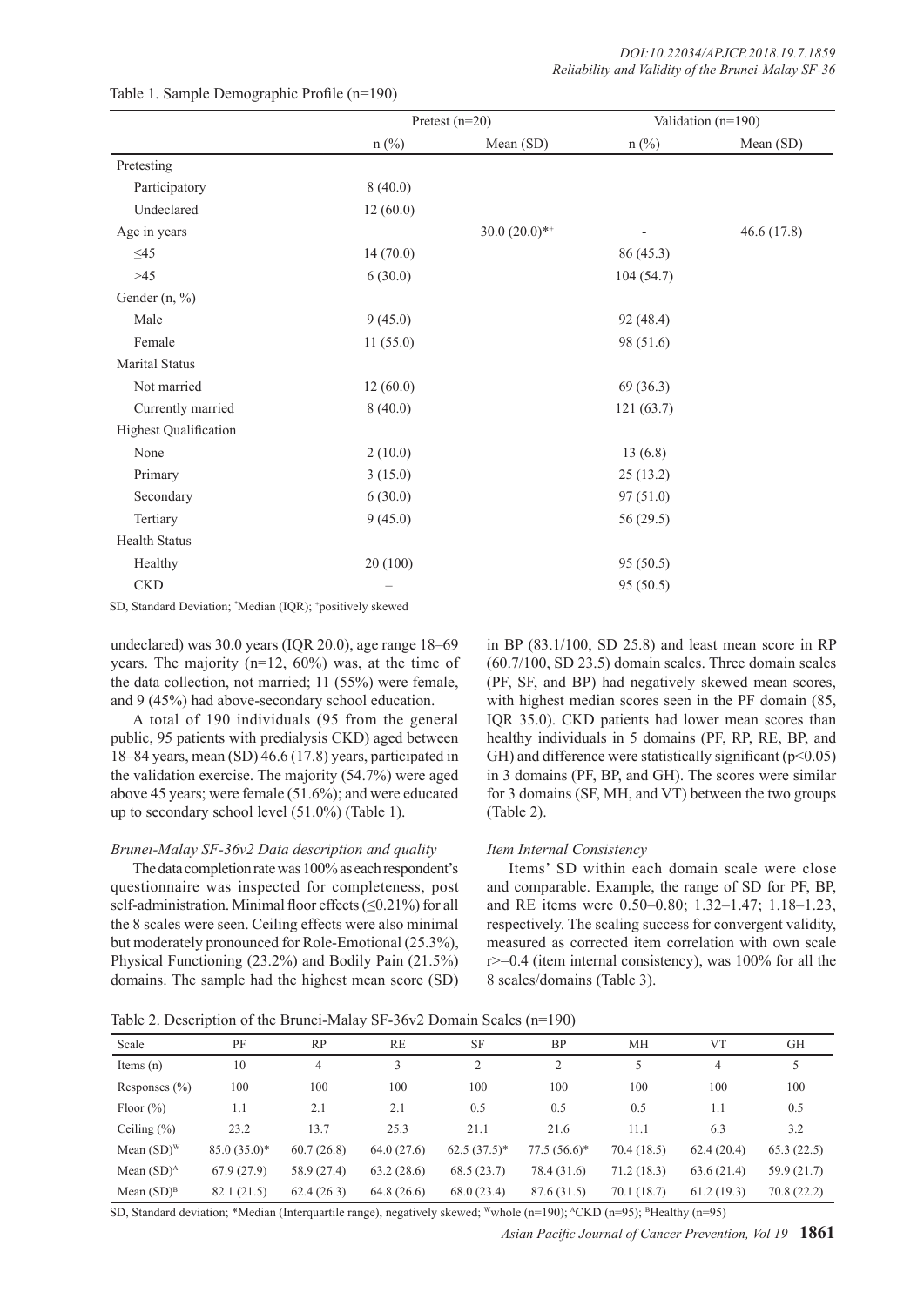Table 1. Sample Demographic Profile (n=190)

| | Pretest (n=20) | | Validation (n=190) | |
|---|---|---|---|---|
| | n (%) | Mean (SD) | n (%) | Mean (SD) |
| Pretesting | | | | |
| Participatory | 8 (40.0) | | | |
| Undeclared | 12 (60.0) | | | |
| Age in years | | 30.0 (20.0)*+ | - | 46.6 (17.8) |
| ≤45 | 14 (70.0) | | 86 (45.3) | |
| >45 | 6 (30.0) | | 104 (54.7) | |
| Gender (n, %) | | | | |
| Male | 9 (45.0) | | 92 (48.4) | |
| Female | 11 (55.0) | | 98 (51.6) | |
| Marital Status | | | | |
| Not married | 12 (60.0) | | 69 (36.3) | |
| Currently married | 8 (40.0) | | 121 (63.7) | |
| Highest Qualification | | | | |
| None | 2 (10.0) | | 13 (6.8) | |
| Primary | 3 (15.0) | | 25 (13.2) | |
| Secondary | 6 (30.0) | | 97 (51.0) | |
| Tertiary | 9 (45.0) | | 56 (29.5) | |
| Health Status | | | | |
| Healthy | 20 (100) | | 95 (50.5) | |
| CKD | – | | 95 (50.5) | |

SD, Standard Deviation; *Median (IQR); +positively skewed

undeclared) was 30.0 years (IQR 20.0), age range 18–69 years. The majority (n=12, 60%) was, at the time of the data collection, not married; 11 (55%) were female, and 9 (45%) had above-secondary school education.

A total of 190 individuals (95 from the general public, 95 patients with predialysis CKD) aged between 18–84 years, mean (SD) 46.6 (17.8) years, participated in the validation exercise. The majority (54.7%) were aged above 45 years; were female (51.6%); and were educated up to secondary school level (51.0%) (Table 1).

### *Brunei-Malay SF-36v2 Data description and quality*

The data completion rate was 100% as each respondent's questionnaire was inspected for completeness, post self-administration. Minimal floor effects (≤0.21%) for all the 8 scales were seen. Ceiling effects were also minimal but moderately pronounced for Role-Emotional (25.3%), Physical Functioning (23.2%) and Bodily Pain (21.5%) domains. The sample had the highest mean score (SD) in BP (83.1/100, SD 25.8) and least mean score in RP (60.7/100, SD 23.5) domain scales. Three domain scales (PF, SF, and BP) had negatively skewed mean scores, with highest median scores seen in the PF domain (85, IQR 35.0). CKD patients had lower mean scores than healthy individuals in 5 domains (PF, RP, RE, BP, and GH) and difference were statistically significant ($p<0.05$) in 3 domains (PF, BP, and GH). The scores were similar for 3 domains (SF, MH, and VT) between the two groups (Table 2).

### *Item Internal Consistency*

Items' SD within each domain scale were close and comparable. Example, the range of SD for PF, BP, and RE items were 0.50–0.80; 1.32–1.47; 1.18–1.23, respectively. The scaling success for convergent validity, measured as corrected item correlation with own scale $r>=0.4$ (item internal consistency), was 100% for all the 8 scales/domains (Table 3).

Table 2. Description of the Brunei-Malay SF-36v2 Domain Scales (n=190)

| Scale | PF | RP | RE | SF | BP | MH | VT | GH |
|---|---|---|---|---|---|---|---|---|
| Items (n) | 10 | 4 | 3 | 2 | 2 | 5 | 4 | 5 |
| Responses (%) | 100 | 100 | 100 | 100 | 100 | 100 | 100 | 100 |
| Floor (%) | 1.1 | 2.1 | 2.1 | 0.5 | 0.5 | 0.5 | 1.1 | 0.5 |
| Ceiling (%) | 23.2 | 13.7 | 25.3 | 21.1 | 21.6 | 11.1 | 6.3 | 3.2 |
| Mean (SD)[W] | 85.0 (35.0)* | 60.7 (26.8) | 64.0 (27.6) | 62.5 (37.5)* | 77.5 (56.6)* | 70.4 (18.5) | 62.4 (20.4) | 65.3 (22.5) |
| Mean (SD)[A] | 67.9 (27.9) | 58.9 (27.4) | 63.2 (28.6) | 68.5 (23.7) | 78.4 (31.6) | 71.2 (18.3) | 63.6 (21.4) | 59.9 (21.7) |
| Mean (SD)[B] | 82.1 (21.5) | 62.4 (26.3) | 64.8 (26.6) | 68.0 (23.4) | 87.6 (31.5) | 70.1 (18.7) | 61.2 (19.3) | 70.8 (22.2) |

SD, Standard deviation; *Median (Interquartile range), negatively skewed; [W]whole (n=190); [A]CKD (n=95); [B]Healthy (n=95)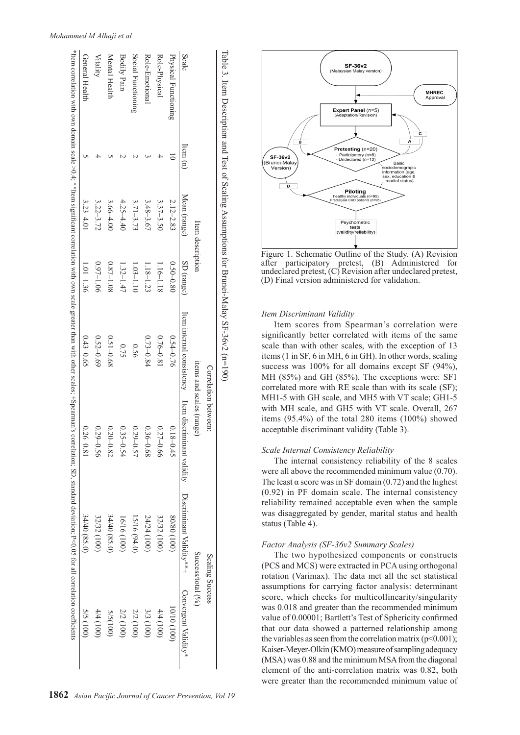Table 3. Item Description and Test of Scaling Assumptions for Brunei-Malay SF-36v2 (n=190)

| Scale | Item (n) | Item description | | Correlation between: items and scales (range) | | Scaling Success Success/total (%) | |
|---|---|---|---|---|---|---|---|
| | | Mean (range) | SD (range) | Item internal consistency | Item discriminant validity | Discriminant Validity**+ | Convergent Validity* |
| Physical Functioning | 10 | 2.12–2.83 | 0.50–0.80 | 0.54–0.76 | 0.18–0.45 | 80/80 (100) | 10/10 (100) |
| Role-Physical | 4 | 3.37–3.50 | 1.16–1.18 | 0.76–0.81 | 0.27–0.66 | 32/32 (100) | 4/4 (100) |
| Role-Emotional | 3 | 3.48–3.67 | 1.18–1.23 | 0.73–0.84 | 0.36–0.68 | 24/24 (100) | 3/3 (100) |
| Social Functioning | 2 | 3.71–3.73 | 1.03–1.10 | 0.56 | 0.29–0.57 | 15/16 (94.0) | 2/2 (100) |
| Bodily Pain | 2 | 4.25–4.40 | 1.32–1.47 | 0.75 | 0.35–0.54 | 16/16 (100) | 2/2 (100) |
| Mental Health | 5 | 3.66–4.00 | 0.87–1.08 | 0.51–0.68 | 0.20–0.82 | 34/40 (85.0) | 5/5(100) |
| Vitality | 4 | 3.22–3.72 | 0.97–1.06 | 0.52–0.69 | 0.29–0.56 | 32/32 (100) | 4/4 (100) |
| General Health | 5 | 3.23–4.01 | 1.01–1.36 | 0.43–0.65 | 0.26–0.81 | 34/40 (85.0) | 5/5 (100) |

*Item correlation with own domain scale >0.4; **Item significant correlation with own scale greater than with other scales; +Spearman's correlation; SD, standard deviation; P<0.05 for all correlation coefficients

Figure 1. Schematic Outline of the Study. (A) Revision after participatory pretest, (B) Administered for undeclared pretest, (C) Revision after undeclared pretest, (D) Final version administered for validation.

### Item Discriminant Validity

Item scores from Spearman's correlation were significantly better correlated with items of the same scale than with other scales, with the exception of 13 items (1 in SF, 6 in MH, 6 in GH). In other words, scaling success was 100% for all domains except SF (94%), MH (85%) and GH (85%). The exceptions were: SF1 correlated more with RE scale than with its scale (SF); MH1-5 with GH scale, and MH5 with VT scale; GH1-5 with MH scale, and GH5 with VT scale. Overall, 267 items (95.4%) of the total 280 items (100%) showed acceptable discriminant validity (Table 3).

### Scale Internal Consistency Reliability

The internal consistency reliability of the 8 scales were all above the recommended minimum value (0.70). The least α score was in SF domain (0.72) and the highest (0.92) in PF domain scale. The internal consistency reliability remained acceptable even when the sample was disaggregated by gender, marital status and health status (Table 4).

### Factor Analysis (SF-36v2 Summary Scales)

The two hypothesized components or constructs (PCS and MCS) were extracted in PCA using orthogonal rotation (Varimax). The data met all the set statistical assumptions for carrying factor analysis: determinant score, which checks for multicollinearity/singularity was 0.018 and greater than the recommended minimum value of 0.00001; Bartlett's Test of Sphericity confirmed that our data showed a patterned relationship among the variables as seen from the correlation matrix ($p<0.001$); Kaiser-Meyer-Olkin (KMO) measure of sampling adequacy (MSA) was 0.88 and the minimum MSA from the diagonal element of the anti-correlation matrix was 0.82, both were greater than the recommended minimum value of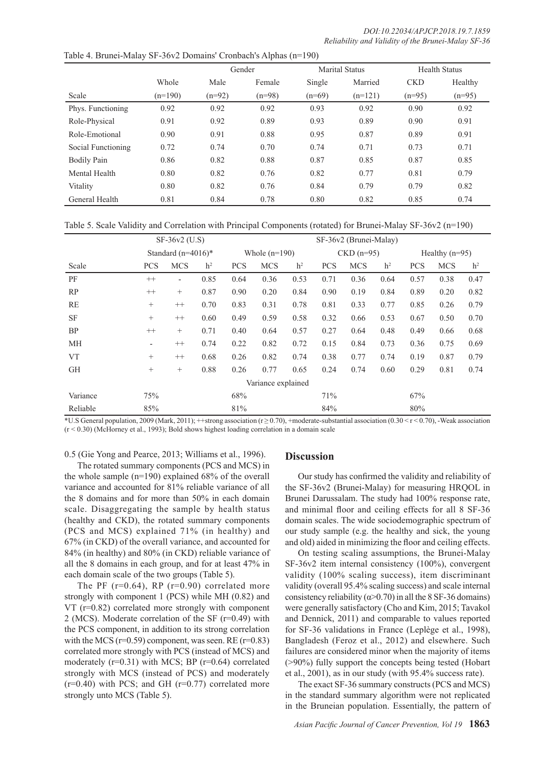Table 4. Brunei-Malay SF-36v2 Domains' Cronbach's Alphas (n=190)

| | | Gender | | Marital Status | | Health Status | |
|---|---|---|---|---|---|---|---|
| | Whole | Male | Female | Single | Married | CKD | Healthy |
| Scale | (n=190) | (n=92) | (n=98) | (n=69) | (n=121) | (n=95) | (n=95) |
| Phys. Functioning | 0.92 | 0.92 | 0.92 | 0.93 | 0.92 | 0.90 | 0.92 |
| Role-Physical | 0.91 | 0.92 | 0.89 | 0.93 | 0.89 | 0.90 | 0.91 |
| Role-Emotional | 0.90 | 0.91 | 0.88 | 0.95 | 0.87 | 0.89 | 0.91 |
| Social Functioning | 0.72 | 0.74 | 0.70 | 0.74 | 0.71 | 0.73 | 0.71 |
| Bodily Pain | 0.86 | 0.82 | 0.88 | 0.87 | 0.85 | 0.87 | 0.85 |
| Mental Health | 0.80 | 0.82 | 0.76 | 0.82 | 0.77 | 0.81 | 0.79 |
| Vitality | 0.80 | 0.82 | 0.76 | 0.84 | 0.79 | 0.79 | 0.82 |
| General Health | 0.81 | 0.84 | 0.78 | 0.80 | 0.82 | 0.85 | 0.74 |

Table 5. Scale Validity and Correlation with Principal Components (rotated) for Brunei-Malay SF-36v2 (n=190)

| | SF-36v2 (U.S) | | | SF-36v2 (Brunei-Malay) | | | | | | | | |
|---|---|---|---|---|---|---|---|---|---|---|---|---|
| | Standard (n=4016)* | | | Whole (n=190) | | | CKD (n=95) | | | Healthy (n=95) | | |
| Scale | PCS | MCS | $h^2$ | PCS | MCS | $h^2$ | PCS | MCS | $h^2$ | PCS | MCS | $h^2$ |
| PF | ++ | - | 0.85 | 0.64 | 0.36 | 0.53 | 0.71 | 0.36 | 0.64 | 0.57 | 0.38 | 0.47 |
| RP | ++ | + | 0.87 | 0.90 | 0.20 | 0.84 | 0.90 | 0.19 | 0.84 | 0.89 | 0.20 | 0.82 |
| RE | + | ++ | 0.70 | 0.83 | 0.31 | 0.78 | 0.81 | 0.33 | 0.77 | 0.85 | 0.26 | 0.79 |
| SF | + | ++ | 0.60 | 0.49 | 0.59 | 0.58 | 0.32 | 0.66 | 0.53 | 0.67 | 0.50 | 0.70 |
| BP | ++ | + | 0.71 | 0.40 | 0.64 | 0.57 | 0.27 | 0.64 | 0.48 | 0.49 | 0.66 | 0.68 |
| MH | - | ++ | 0.74 | 0.22 | 0.82 | 0.72 | 0.15 | 0.84 | 0.73 | 0.36 | 0.75 | 0.69 |
| VT | + | ++ | 0.68 | 0.26 | 0.82 | 0.74 | 0.38 | 0.77 | 0.74 | 0.19 | 0.87 | 0.79 |
| GH | + | + | 0.88 | 0.26 | 0.77 | 0.65 | 0.24 | 0.74 | 0.60 | 0.29 | 0.81 | 0.74 |
| | | | | Variance explained | | | | | | | | |
| Variance | 75% | | | 68% | | | 71% | | | 67% | | |
| Reliable | 85% | | | 81% | | | 84% | | | 80% | | |

*U.S General population, 2009 (Mark, 2011); ++strong association ($r \geq 0.70$), +moderate-substantial association ($0.30 < r < 0.70$), -Weak association ($r < 0.30$) (McHorney et al., 1993); Bold shows highest loading correlation in a domain scale

0.5 (Gie Yong and Pearce, 2013; Williams et al., 1996).

The rotated summary components (PCS and MCS) in the whole sample (n=190) explained 68% of the overall variance and accounted for 81% reliable variance of all the 8 domains and for more than 50% in each domain scale. Disaggregating the sample by health status (healthy and CKD), the rotated summary components (PCS and MCS) explained 71% (in healthy) and 67% (in CKD) of the overall variance, and accounted for 84% (in healthy) and 80% (in CKD) reliable variance of all the 8 domains in each group, and for at least 47% in each domain scale of the two groups (Table 5).

The PF (r=0.64), RP (r=0.90) correlated more strongly with component 1 (PCS) while MH (0.82) and VT (r=0.82) correlated more strongly with component 2 (MCS). Moderate correlation of the SF (r=0.49) with the PCS component, in addition to its strong correlation with the MCS (r=0.59) component, was seen. RE (r=0.83) correlated more strongly with PCS (instead of MCS) and moderately (r=0.31) with MCS; BP (r=0.64) correlated strongly with MCS (instead of PCS) and moderately (r=0.40) with PCS; and GH (r=0.77) correlated more strongly unto MCS (Table 5).

## Discussion

Our study has confirmed the validity and reliability of the SF-36v2 (Brunei-Malay) for measuring HRQOL in Brunei Darussalam. The study had 100% response rate, and minimal floor and ceiling effects for all 8 SF-36 domain scales. The wide sociodemographic spectrum of our study sample (e.g. the healthy and sick, the young and old) aided in minimizing the floor and ceiling effects.

On testing scaling assumptions, the Brunei-Malay SF-36v2 item internal consistency (100%), convergent validity (100% scaling success), item discriminant validity (overall 95.4% scaling success) and scale internal consistency reliability ($\alpha>0.70$) in all the 8 SF-36 domains) were generally satisfactory (Cho and Kim, 2015; Tavakol and Dennick, 2011) and comparable to values reported for SF-36 validations in France (Leplège et al., 1998), Bangladesh (Feroz et al., 2012) and elsewhere. Such failures are considered minor when the majority of items (>90%) fully support the concepts being tested (Hobart et al., 2001), as in our study (with 95.4% success rate).

The exact SF-36 summary constructs (PCS and MCS) in the standard summary algorithm were not replicated in the Bruneian population. Essentially, the pattern of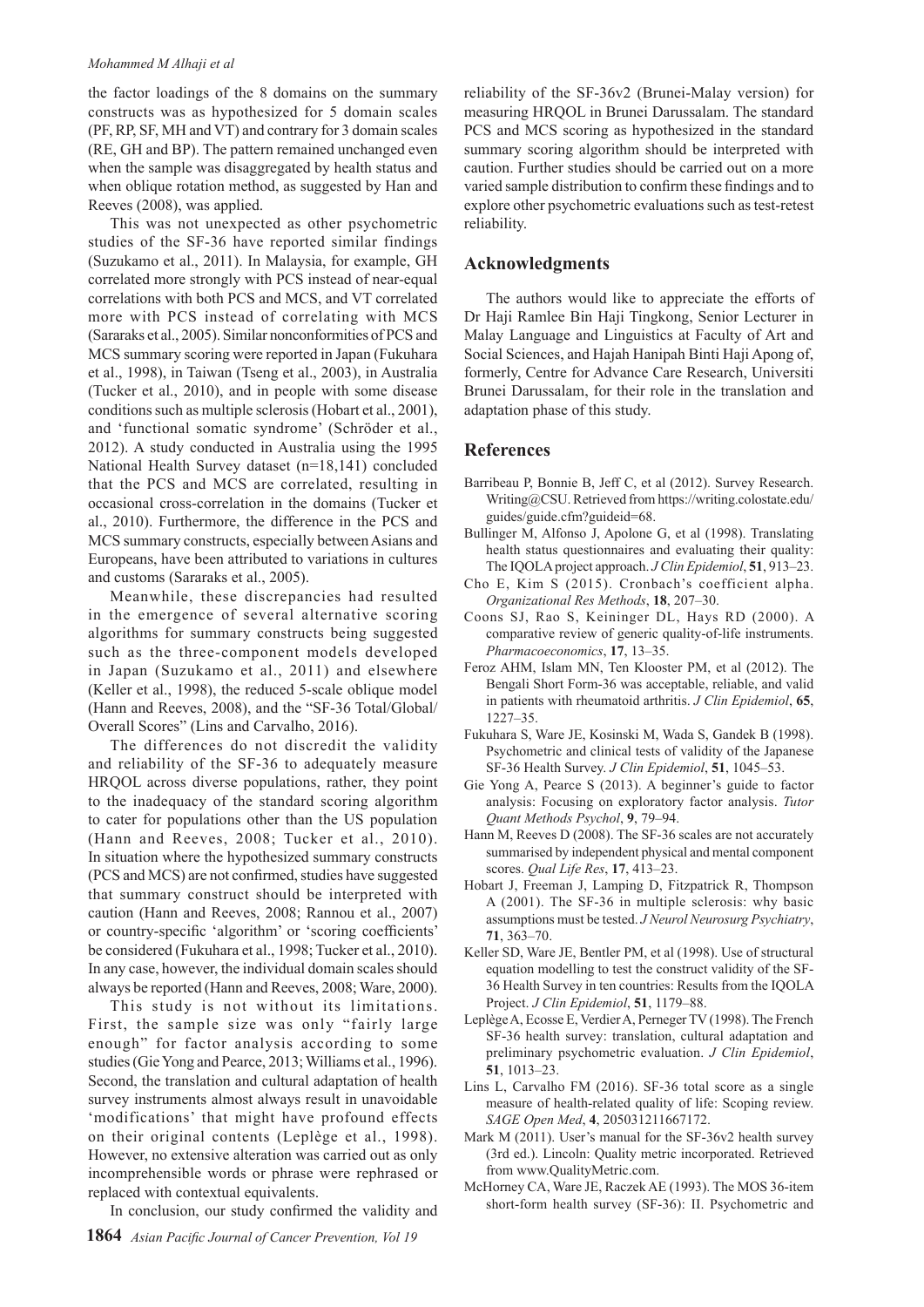the factor loadings of the 8 domains on the summary constructs was as hypothesized for 5 domain scales (PF, RP, SF, MH and VT) and contrary for 3 domain scales (RE, GH and BP). The pattern remained unchanged even when the sample was disaggregated by health status and when oblique rotation method, as suggested by Han and Reeves (2008), was applied.

This was not unexpected as other psychometric studies of the SF-36 have reported similar findings (Suzukamo et al., 2011). In Malaysia, for example, GH correlated more strongly with PCS instead of near-equal correlations with both PCS and MCS, and VT correlated more with PCS instead of correlating with MCS (Sararaks et al., 2005). Similar nonconformities of PCS and MCS summary scoring were reported in Japan (Fukuhara et al., 1998), in Taiwan (Tseng et al., 2003), in Australia (Tucker et al., 2010), and in people with some disease conditions such as multiple sclerosis (Hobart et al., 2001), and 'functional somatic syndrome' (Schröder et al., 2012). A study conducted in Australia using the 1995 National Health Survey dataset (n=18,141) concluded that the PCS and MCS are correlated, resulting in occasional cross-correlation in the domains (Tucker et al., 2010). Furthermore, the difference in the PCS and MCS summary constructs, especially between Asians and Europeans, have been attributed to variations in cultures and customs (Sararaks et al., 2005).

Meanwhile, these discrepancies had resulted in the emergence of several alternative scoring algorithms for summary constructs being suggested such as the three-component models developed in Japan (Suzukamo et al., 2011) and elsewhere (Keller et al., 1998), the reduced 5-scale oblique model (Hann and Reeves, 2008), and the "SF-36 Total/Global/Overall Scores" (Lins and Carvalho, 2016).

The differences do not discredit the validity and reliability of the SF-36 to adequately measure HRQOL across diverse populations, rather, they point to the inadequacy of the standard scoring algorithm to cater for populations other than the US population (Hann and Reeves, 2008; Tucker et al., 2010). In situation where the hypothesized summary constructs (PCS and MCS) are not confirmed, studies have suggested that summary construct should be interpreted with caution (Hann and Reeves, 2008; Rannou et al., 2007) or country-specific 'algorithm' or 'scoring coefficients' be considered (Fukuhara et al., 1998; Tucker et al., 2010). In any case, however, the individual domain scales should always be reported (Hann and Reeves, 2008; Ware, 2000).

This study is not without its limitations. First, the sample size was only "fairly large enough" for factor analysis according to some studies (Gie Yong and Pearce, 2013; Williams et al., 1996). Second, the translation and cultural adaptation of health survey instruments almost always result in unavoidable 'modifications' that might have profound effects on their original contents (Leplège et al., 1998). However, no extensive alteration was carried out as only incomprehensible words or phrase were rephrased or replaced with contextual equivalents.

In conclusion, our study confirmed the validity and reliability of the SF-36v2 (Brunei-Malay version) for measuring HRQOL in Brunei Darussalam. The standard PCS and MCS scoring as hypothesized in the standard summary scoring algorithm should be interpreted with caution. Further studies should be carried out on a more varied sample distribution to confirm these findings and to explore other psychometric evaluations such as test-retest reliability.

## Acknowledgments

The authors would like to appreciate the efforts of Dr Haji Ramlee Bin Haji Tingkong, Senior Lecturer in Malay Language and Linguistics at Faculty of Art and Social Sciences, and Hajah Hanipah Binti Haji Apong of, formerly, Centre for Advance Care Research, Universiti Brunei Darussalam, for their role in the translation and adaptation phase of this study.

## References

- Barribeau P, Bonnie B, Jeff C, et al (2012). Survey Research. Writing@CSU. Retrieved from https://writing.colostate.edu/guides/guide.cfm?guideid=68.
- Bullinger M, Alfonso J, Apolone G, et al (1998). Translating health status questionnaires and evaluating their quality: The IQOLA project approach. *J Clin Epidemiol*, **51**, 913–23.
- Cho E, Kim S (2015). Cronbach's coefficient alpha. *Organizational Res Methods*, **18**, 207–30.
- Coons SJ, Rao S, Keininger DL, Hays RD (2000). A comparative review of generic quality-of-life instruments. *Pharmacoeconomics*, **17**, 13–35.
- Feroz AHM, Islam MN, Ten Klooster PM, et al (2012). The Bengali Short Form-36 was acceptable, reliable, and valid in patients with rheumatoid arthritis. *J Clin Epidemiol*, **65**, 1227–35.
- Fukuhara S, Ware JE, Kosinski M, Wada S, Gandek B (1998). Psychometric and clinical tests of validity of the Japanese SF-36 Health Survey. *J Clin Epidemiol*, **51**, 1045–53.
- Gie Yong A, Pearce S (2013). A beginner's guide to factor analysis: Focusing on exploratory factor analysis. *Tutor Quant Methods Psychol*, **9**, 79–94.
- Hann M, Reeves D (2008). The SF-36 scales are not accurately summarised by independent physical and mental component scores. *Qual Life Res*, **17**, 413–23.
- Hobart J, Freeman J, Lamping D, Fitzpatrick R, Thompson A (2001). The SF-36 in multiple sclerosis: why basic assumptions must be tested. *J Neurol Neurosurg Psychiatry*, **71**, 363–70.
- Keller SD, Ware JE, Bentler PM, et al (1998). Use of structural equation modelling to test the construct validity of the SF-36 Health Survey in ten countries: Results from the IQOLA Project. *J Clin Epidemiol*, **51**, 1179–88.
- Leplège A, Ecosse E, Verdier A, Perneger TV (1998). The French SF-36 health survey: translation, cultural adaptation and preliminary psychometric evaluation. *J Clin Epidemiol*, **51**, 1013–23.
- Lins L, Carvalho FM (2016). SF-36 total score as a single measure of health-related quality of life: Scoping review. *SAGE Open Med*, **4**, 205031211667172.
- Mark M (2011). User's manual for the SF-36v2 health survey (3rd ed.). Lincoln: Quality metric incorporated. Retrieved from www.QualityMetric.com.
- McHorney CA, Ware JE, Raczek AE (1993). The MOS 36-item short-form health survey (SF-36): II. Psychometric and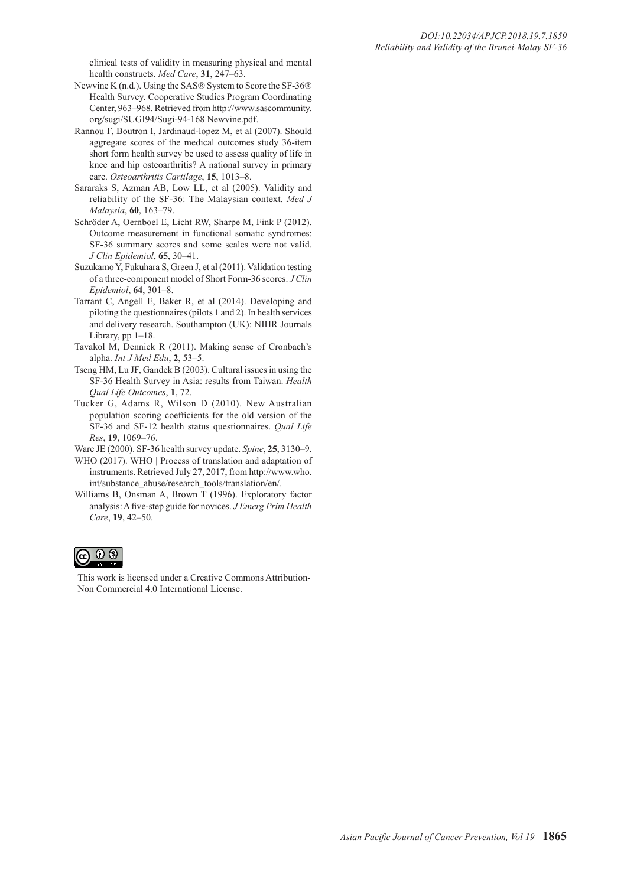clinical tests of validity in measuring physical and mental health constructs. *Med Care*, **31**, 247–63.

Newvine K (n.d.). Using the SAS® System to Score the SF-36® Health Survey. Cooperative Studies Program Coordinating Center, 963–968. Retrieved from http://www.sascommunity.org/sugi/SUGI94/Sugi-94-168 Newvine.pdf.

Rannou F, Boutron I, Jardinaud-lopez M, et al (2007). Should aggregate scores of the medical outcomes study 36-item short form health survey be used to assess quality of life in knee and hip osteoarthritis? A national survey in primary care. *Osteoarthritis Cartilage*, **15**, 1013–8.

Sararaks S, Azman AB, Low LL, et al (2005). Validity and reliability of the SF-36: The Malaysian context. *Med J Malaysia*, **60**, 163–79.

Schröder A, Oernboel E, Licht RW, Sharpe M, Fink P (2012). Outcome measurement in functional somatic syndromes: SF-36 summary scores and some scales were not valid. *J Clin Epidemiol*, **65**, 30–41.

Suzukamo Y, Fukuhara S, Green J, et al (2011). Validation testing of a three-component model of Short Form-36 scores. *J Clin Epidemiol*, **64**, 301–8.

Tarrant C, Angell E, Baker R, et al (2014). Developing and piloting the questionnaires (pilots 1 and 2). In health services and delivery research. Southampton (UK): NIHR Journals Library, pp 1–18.

Tavakol M, Dennick R (2011). Making sense of Cronbach's alpha. *Int J Med Edu*, **2**, 53–5.

Tseng HM, Lu JF, Gandek B (2003). Cultural issues in using the SF-36 Health Survey in Asia: results from Taiwan. *Health Qual Life Outcomes*, **1**, 72.

Tucker G, Adams R, Wilson D (2010). New Australian population scoring coefficients for the old version of the SF-36 and SF-12 health status questionnaires. *Qual Life Res*, **19**, 1069–76.

Ware JE (2000). SF-36 health survey update. *Spine*, **25**, 3130–9.

WHO (2017). WHO | Process of translation and adaptation of instruments. Retrieved July 27, 2017, from http://www.who.int/substance_abuse/research_tools/translation/en/.

Williams B, Onsman A, Brown T (1996). Exploratory factor analysis: A five-step guide for novices. *J Emerg Prim Health Care*, **19**, 42–50.

This work is licensed under a Creative Commons Attribution-Non Commercial 4.0 International License.